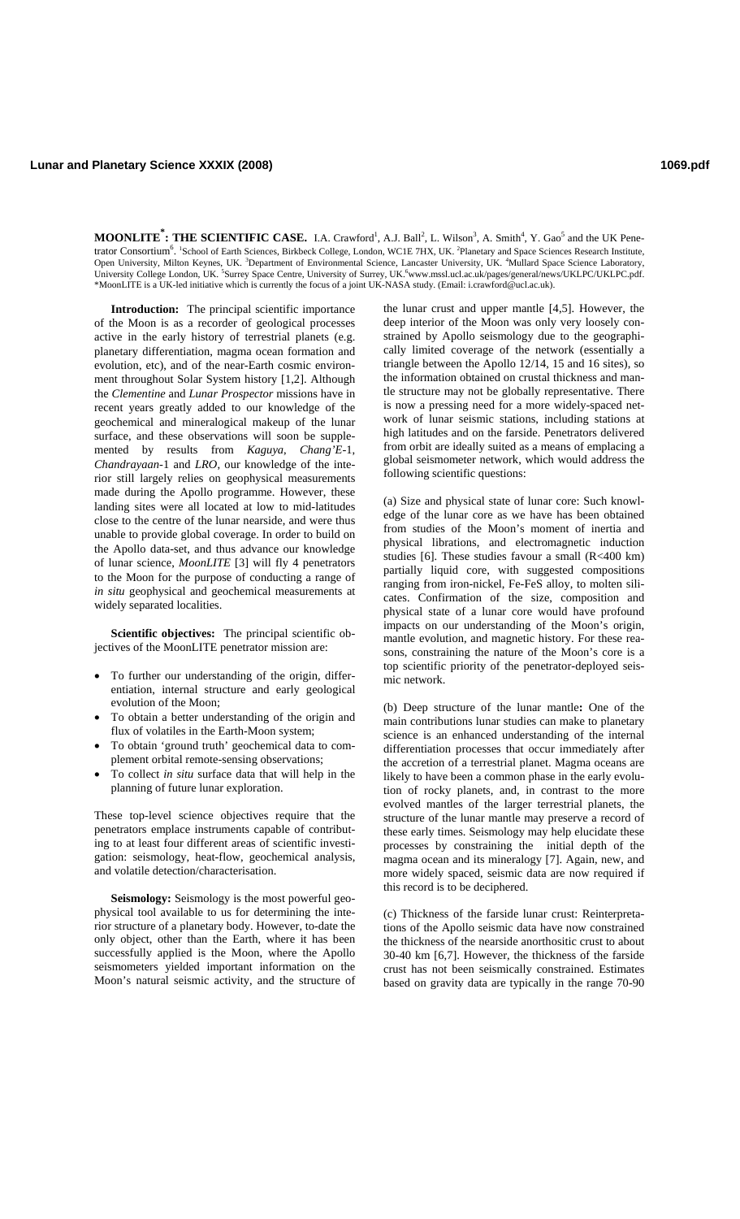# MOONLITE*: THE SCIENTIFIC CASE.

I.A. Crawford[1], A.J. Ball[2], L. Wilson[3], A. Smith[4], Y. Gao[5] and the UK Penetrator Consortium[6]. [1]School of Earth Sciences, Birkbeck College, London, WC1E 7HX, UK. [2]Planetary and Space Sciences Research Institute, Open University, Milton Keynes, UK. [3]Department of Environmental Science, Lancaster University, UK. [4]Mullard Space Science Laboratory, University College London, UK. [5]Surrey Space Centre, University of Surrey, UK.[6]www.mssl.ucl.ac.uk/pages/general/news/UKLPC/UKLPC.pdf. *MoonLITE is a UK-led initiative which is currently the focus of a joint UK-NASA study. (Email: i.crawford@ucl.ac.uk).

**Introduction:** The principal scientific importance of the Moon is as a recorder of geological processes active in the early history of terrestrial planets (e.g. planetary differentiation, magma ocean formation and evolution, etc), and of the near-Earth cosmic environment throughout Solar System history [1,2]. Although the *Clementine* and *Lunar Prospector* missions have in recent years greatly added to our knowledge of the geochemical and mineralogical makeup of the lunar surface, and these observations will soon be supplemented by results from *Kaguya*, *Chang'E*-1, *Chandrayaan*-1 and *LRO*, our knowledge of the interior still largely relies on geophysical measurements made during the Apollo programme. However, these landing sites were all located at low to mid-latitudes close to the centre of the lunar nearside, and were thus unable to provide global coverage. In order to build on the Apollo data-set, and thus advance our knowledge of lunar science, *MoonLITE* [3] will fly 4 penetrators to the Moon for the purpose of conducting a range of *in situ* geophysical and geochemical measurements at widely separated localities.

**Scientific objectives:** The principal scientific objectives of the MoonLITE penetrator mission are:

- To further our understanding of the origin, differentiation, internal structure and early geological evolution of the Moon;
- To obtain a better understanding of the origin and flux of volatiles in the Earth-Moon system;
- To obtain 'ground truth' geochemical data to complement orbital remote-sensing observations;
- To collect *in situ* surface data that will help in the planning of future lunar exploration.

These top-level science objectives require that the penetrators emplace instruments capable of contributing to at least four different areas of scientific investigation: seismology, heat-flow, geochemical analysis, and volatile detection/characterisation.

**Seismology:** Seismology is the most powerful geophysical tool available to us for determining the interior structure of a planetary body. However, to-date the only object, other than the Earth, where it has been successfully applied is the Moon, where the Apollo seismometers yielded important information on the Moon's natural seismic activity, and the structure of the lunar crust and upper mantle [4,5]. However, the deep interior of the Moon was only very loosely constrained by Apollo seismology due to the geographically limited coverage of the network (essentially a triangle between the Apollo 12/14, 15 and 16 sites), so the information obtained on crustal thickness and mantle structure may not be globally representative. There is now a pressing need for a more widely-spaced network of lunar seismic stations, including stations at high latitudes and on the farside. Penetrators delivered from orbit are ideally suited as a means of emplacing a global seismometer network, which would address the following scientific questions:

(a) Size and physical state of lunar core: Such knowledge of the lunar core as we have has been obtained from studies of the Moon's moment of inertia and physical librations, and electromagnetic induction studies [6]. These studies favour a small ($R<400$ km) partially liquid core, with suggested compositions ranging from iron-nickel, Fe-FeS alloy, to molten silicates. Confirmation of the size, composition and physical state of a lunar core would have profound impacts on our understanding of the Moon's origin, mantle evolution, and magnetic history. For these reasons, constraining the nature of the Moon's core is a top scientific priority of the penetrator-deployed seismic network.

(b) Deep structure of the lunar mantle**:** One of the main contributions lunar studies can make to planetary science is an enhanced understanding of the internal differentiation processes that occur immediately after the accretion of a terrestrial planet. Magma oceans are likely to have been a common phase in the early evolution of rocky planets, and, in contrast to the more evolved mantles of the larger terrestrial planets, the structure of the lunar mantle may preserve a record of these early times. Seismology may help elucidate these processes by constraining the initial depth of the magma ocean and its mineralogy [7]. Again, new, and more widely spaced, seismic data are now required if this record is to be deciphered.

(c) Thickness of the farside lunar crust: Reinterpretations of the Apollo seismic data have now constrained the thickness of the nearside anorthositic crust to about 30-40 km [6,7]. However, the thickness of the farside crust has not been seismically constrained. Estimates based on gravity data are typically in the range 70-90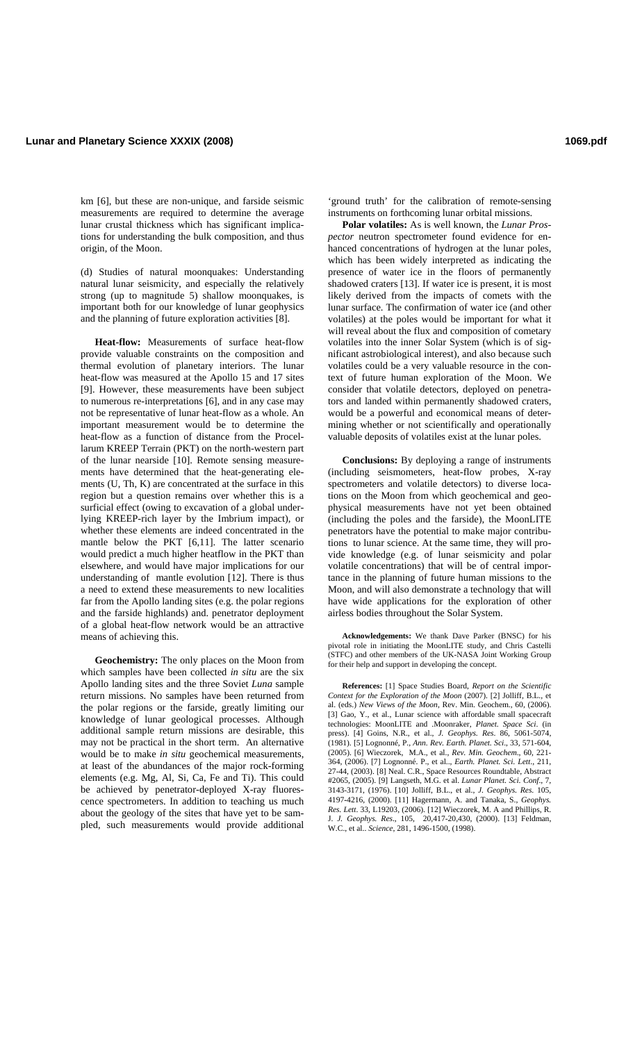km [6], but these are non-unique, and farside seismic measurements are required to determine the average lunar crustal thickness which has significant implications for understanding the bulk composition, and thus origin, of the Moon.

(d) Studies of natural moonquakes: Understanding natural lunar seismicity, and especially the relatively strong (up to magnitude 5) shallow moonquakes, is important both for our knowledge of lunar geophysics and the planning of future exploration activities [8].

**Heat-flow:** Measurements of surface heat-flow provide valuable constraints on the composition and thermal evolution of planetary interiors. The lunar heat-flow was measured at the Apollo 15 and 17 sites [9]. However, these measurements have been subject to numerous re-interpretations [6], and in any case may not be representative of lunar heat-flow as a whole. An important measurement would be to determine the heat-flow as a function of distance from the Procellarum KREEP Terrain (PKT) on the north-western part of the lunar nearside [10]. Remote sensing measurements have determined that the heat-generating elements (U, Th, K) are concentrated at the surface in this region but a question remains over whether this is a surficial effect (owing to excavation of a global underlying KREEP-rich layer by the Imbrium impact), or whether these elements are indeed concentrated in the mantle below the PKT [6,11]. The latter scenario would predict a much higher heatflow in the PKT than elsewhere, and would have major implications for our understanding of mantle evolution [12]. There is thus a need to extend these measurements to new localities far from the Apollo landing sites (e.g. the polar regions and the farside highlands) and. penetrator deployment of a global heat-flow network would be an attractive means of achieving this.

**Geochemistry:** The only places on the Moon from which samples have been collected *in situ* are the six Apollo landing sites and the three Soviet *Luna* sample return missions. No samples have been returned from the polar regions or the farside, greatly limiting our knowledge of lunar geological processes. Although additional sample return missions are desirable, this may not be practical in the short term. An alternative would be to make *in situ* geochemical measurements, at least of the abundances of the major rock-forming elements (e.g. Mg, Al, Si, Ca, Fe and Ti). This could be achieved by penetrator-deployed X-ray fluorescence spectrometers. In addition to teaching us much about the geology of the sites that have yet to be sampled, such measurements would provide additional 'ground truth' for the calibration of remote-sensing instruments on forthcoming lunar orbital missions.

**Polar volatiles:** As is well known, the *Lunar Prospector* neutron spectrometer found evidence for enhanced concentrations of hydrogen at the lunar poles, which has been widely interpreted as indicating the presence of water ice in the floors of permanently shadowed craters [13]. If water ice is present, it is most likely derived from the impacts of comets with the lunar surface. The confirmation of water ice (and other volatiles) at the poles would be important for what it will reveal about the flux and composition of cometary volatiles into the inner Solar System (which is of significant astrobiological interest), and also because such volatiles could be a very valuable resource in the context of future human exploration of the Moon. We consider that volatile detectors, deployed on penetrators and landed within permanently shadowed craters, would be a powerful and economical means of determining whether or not scientifically and operationally valuable deposits of volatiles exist at the lunar poles.

**Conclusions:** By deploying a range of instruments (including seismometers, heat-flow probes, X-ray spectrometers and volatile detectors) to diverse locations on the Moon from which geochemical and geophysical measurements have not yet been obtained (including the poles and the farside), the MoonLITE penetrators have the potential to make major contributions to lunar science. At the same time, they will provide knowledge (e.g. of lunar seismicity and polar volatile concentrations) that will be of central importance in the planning of future human missions to the Moon, and will also demonstrate a technology that will have wide applications for the exploration of other airless bodies throughout the Solar System.

**Acknowledgements:** We thank Dave Parker (BNSC) for his pivotal role in initiating the MoonLITE study, and Chris Castelli (STFC) and other members of the UK-NASA Joint Working Group for their help and support in developing the concept.

**References:** [1] Space Studies Board, *Report on the Scientific Context for the Exploration of the Moon* (2007). [2] Jolliff, B.L., et al. (eds.) *New Views of the Moon*, Rev. Min. Geochem., 60, (2006). [3] Gao, Y., et al., Lunar science with affordable small spacecraft technologies: MoonLITE and .Moonraker, *Planet. Space Sci.* (in press). [4] Goins, N.R., et al., *J. Geophys. Res*. 86, 5061-5074, (1981). [5] Lognonné, P., *Ann. Rev. Earth. Planet. Sci*., 33, 571-604, (2005). [6] Wieczorek, M.A., et al., *Rev. Min. Geochem*., 60, 221-364, (2006). [7] Lognonné. P., et al.., *Earth. Planet. Sci. Lett.*, 211, 27-44, (2003). [8] Neal. C.R., Space Resources Roundtable, Abstract #2065, (2005). [9] Langseth, M.G. et al. *Lunar Planet. Sci. Conf*., 7, 3143-3171, (1976). [10] Jolliff, B.L., et al., *J. Geophys. Res.* 105, 4197-4216, (2000). [11] Hagermann, A. and Tanaka, S., *Geophys. Res. Lett*. 33, L19203, (2006). [12] Wieczorek, M. A and Phillips, R. J. *J. Geophys. Res*., 105, 20,417-20,430, (2000). [13] Feldman, W.C., et al.. *Science*, 281, 1496-1500, (1998).